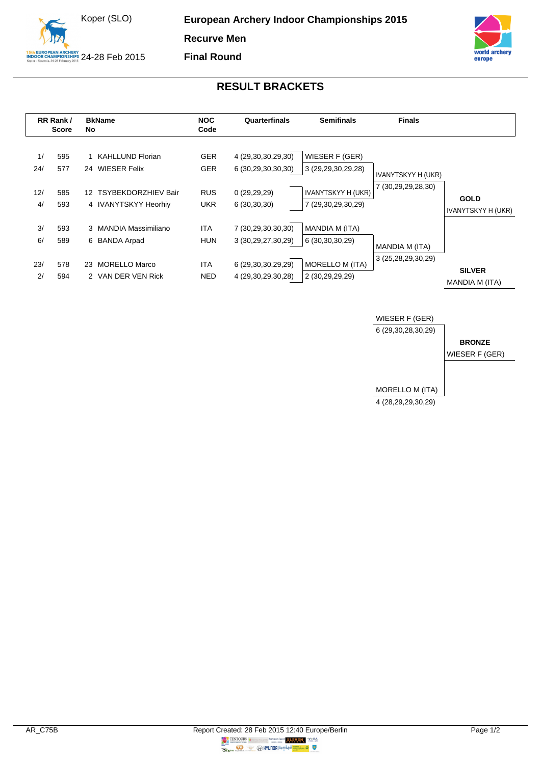Koper (SLO)

24-28 Feb 2015

# European Archery Indoor Championships 2015

## Recurve Men

## Final Round

## RESULT BRACKETS

| RR Rank / Score | | BkNo | Name | NOC Code | Quarterfinals | Semifinals | Finals | |
|---|---|---|---|---|---|---|---|---|
| 1/ | 595 | 1 | KAHLLUND Florian | GER | 4 (29,30,30,29,30) | WIESER F (GER) | | |
| 24/ | 577 | 24 | WIESER Felix | GER | 6 (30,29,30,30,30) | 3 (29,29,30,29,28) | IVANYTSKYY H (UKR) | |
| | | | | | | | 7 (30,29,29,28,30) | |
| 12/ | 585 | 12 | TSYBEKDORZHIEV Bair | RUS | 0 (29,29,29) | IVANYTSKYY H (UKR) | | **GOLD** |
| 4/ | 593 | 4 | IVANYTSKYY Heorhiy | UKR | 6 (30,30,30) | 7 (29,30,29,30,29) | | IVANYTSKYY H (UKR) |
| 3/ | 593 | 3 | MANDIA Massimiliano | ITA | 7 (30,29,30,30,30) | MANDIA M (ITA) | | |
| 6/ | 589 | 6 | BANDA Arpad | HUN | 3 (30,29,27,30,29) | 6 (30,30,30,29) | MANDIA M (ITA) | |
| | | | | | | | 3 (25,28,29,30,29) | |
| 23/ | 578 | 23 | MORELLO Marco | ITA | 6 (29,30,30,29,29) | MORELLO M (ITA) | | **SILVER** |
| 2/ | 594 | 2 | VAN DER VEN Rick | NED | 4 (29,30,29,30,28) | 2 (30,29,29,29) | | MANDIA M (ITA) |

**Bronze Match**

| Finals | |
|---|---|
| WIESER F (GER) | |
| 6 (29,30,28,30,29) | **BRONZE** |
| | WIESER F (GER) |
| MORELLO M (ITA) | |
| 4 (28,29,29,30,29) | |

AR_C75B

Report Created: 28 Feb 2015 12:40 Europe/Berlin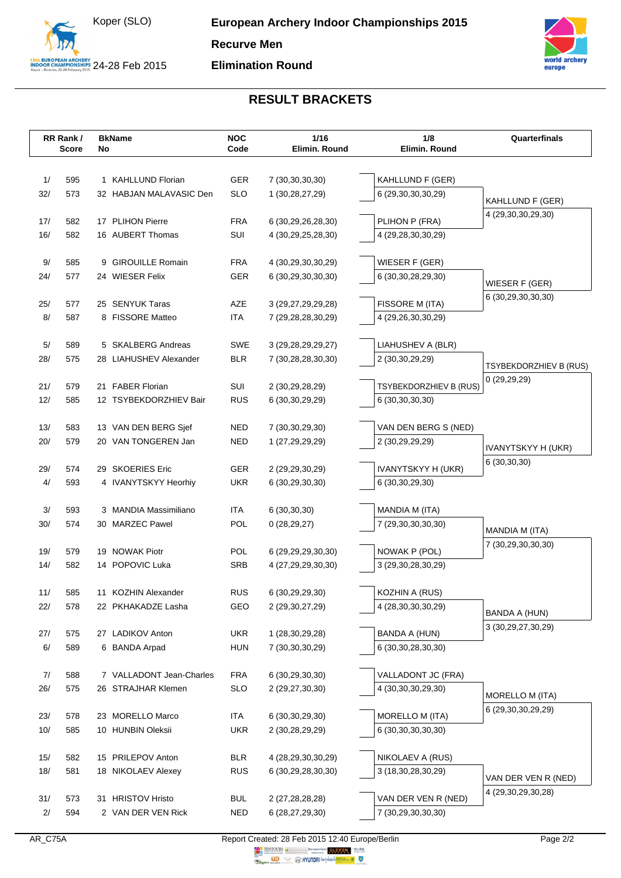# European Archery Indoor Championships 2015

Koper (SLO)
24-28 Feb 2015

**Recurve Men**

**Elimination Round**

## RESULT BRACKETS

| RR Rank / Score | | BkNo | BkName | NOC Code | 1/16 Elimin. Round | 1/8 Elimin. Round | Quarterfinals |
|---|---|---|---|---|---|---|---|
| 1/ | 595 | 1 | KAHLLUND Florian | GER | 7 (30,30,30,30) | KAHLLUND F (GER) | |
| 32/ | 573 | 32 | HABJAN MALAVASIC Den | SLO | 1 (30,28,27,29) | 6 (29,30,30,30,29) | KAHLLUND F (GER) |
| | | | | | | | 4 (29,30,30,29,30) |
| 17/ | 582 | 17 | PLIHON Pierre | FRA | 6 (30,29,26,28,30) | PLIHON P (FRA) | |
| 16/ | 582 | 16 | AUBERT Thomas | SUI | 4 (30,29,25,28,30) | 4 (29,28,30,30,29) | |
| 9/ | 585 | 9 | GIROUILLE Romain | FRA | 4 (30,29,30,30,29) | WIESER F (GER) | |
| 24/ | 577 | 24 | WIESER Felix | GER | 6 (30,29,30,30,30) | 6 (30,30,28,29,30) | WIESER F (GER) |
| | | | | | | | 6 (30,29,30,30,30) |
| 25/ | 577 | 25 | SENYUK Taras | AZE | 3 (29,27,29,29,28) | FISSORE M (ITA) | |
| 8/ | 587 | 8 | FISSORE Matteo | ITA | 7 (29,28,28,30,29) | 4 (29,26,30,30,29) | |
| 5/ | 589 | 5 | SKALBERG Andreas | SWE | 3 (29,28,29,29,27) | LIAHUSHEV A (BLR) | |
| 28/ | 575 | 28 | LIAHUSHEV Alexander | BLR | 7 (30,28,28,30,30) | 2 (30,30,29,29) | TSYBEKDORZHIEV B (RUS) |
| | | | | | | | 0 (29,29,29) |
| 21/ | 579 | 21 | FABER Florian | SUI | 2 (30,29,28,29) | TSYBEKDORZHIEV B (RUS) | |
| 12/ | 585 | 12 | TSYBEKDORZHIEV Bair | RUS | 6 (30,30,29,29) | 6 (30,30,30,30) | |
| 13/ | 583 | 13 | VAN DEN BERG Sjef | NED | 7 (30,30,29,30) | VAN DEN BERG S (NED) | |
| 20/ | 579 | 20 | VAN TONGEREN Jan | NED | 1 (27,29,29,29) | 2 (30,29,29,29) | IVANYTSKYY H (UKR) |
| | | | | | | | 6 (30,30,30) |
| 29/ | 574 | 29 | SKOERIES Eric | GER | 2 (29,29,30,29) | IVANYTSKYY H (UKR) | |
| 4/ | 593 | 4 | IVANYTSKYY Heorhiy | UKR | 6 (30,29,30,30) | 6 (30,30,29,30) | |
| 3/ | 593 | 3 | MANDIA Massimiliano | ITA | 6 (30,30,30) | MANDIA M (ITA) | |
| 30/ | 574 | 30 | MARZEC Pawel | POL | 0 (28,29,27) | 7 (29,30,30,30,30) | MANDIA M (ITA) |
| | | | | | | | 7 (30,29,30,30,30) |
| 19/ | 579 | 19 | NOWAK Piotr | POL | 6 (29,29,29,30,30) | NOWAK P (POL) | |
| 14/ | 582 | 14 | POPOVIC Luka | SRB | 4 (27,29,29,30,30) | 3 (29,30,28,30,29) | |
| 11/ | 585 | 11 | KOZHIN Alexander | RUS | 6 (30,29,29,30) | KOZHIN A (RUS) | |
| 22/ | 578 | 22 | PKHAKADZE Lasha | GEO | 2 (29,30,27,29) | 4 (28,30,30,30,29) | BANDA A (HUN) |
| | | | | | | | 3 (30,29,27,30,29) |
| 27/ | 575 | 27 | LADIKOV Anton | UKR | 1 (28,30,29,28) | BANDA A (HUN) | |
| 6/ | 589 | 6 | BANDA Arpad | HUN | 7 (30,30,30,29) | 6 (30,30,28,30,30) | |
| 7/ | 588 | 7 | VALLADONT Jean-Charles | FRA | 6 (30,29,30,30) | VALLADONT JC (FRA) | |
| 26/ | 575 | 26 | STRAJHAR Klemen | SLO | 2 (29,27,30,30) | 4 (30,30,30,29,30) | MORELLO M (ITA) |
| | | | | | | | 6 (29,30,30,29,29) |
| 23/ | 578 | 23 | MORELLO Marco | ITA | 6 (30,30,29,30) | MORELLO M (ITA) | |
| 10/ | 585 | 10 | HUNBIN Oleksii | UKR | 2 (30,28,29,29) | 6 (30,30,30,30,30) | |
| 15/ | 582 | 15 | PRILEPOV Anton | BLR | 4 (28,29,30,30,29) | NIKOLAEV A (RUS) | |
| 18/ | 581 | 18 | NIKOLAEV Alexey | RUS | 6 (30,29,28,30,30) | 3 (18,30,28,30,29) | VAN DER VEN R (NED) |
| | | | | | | | 4 (29,30,29,30,28) |
| 31/ | 573 | 31 | HRISTOV Hristo | BUL | 2 (27,28,28,28) | VAN DER VEN R (NED) | |
| 2/ | 594 | 2 | VAN DER VEN Rick | NED | 6 (28,27,29,30) | 7 (30,29,30,30,30) | |

AR_C75A — Report Created: 28 Feb 2015 12:40 Europe/Berlin